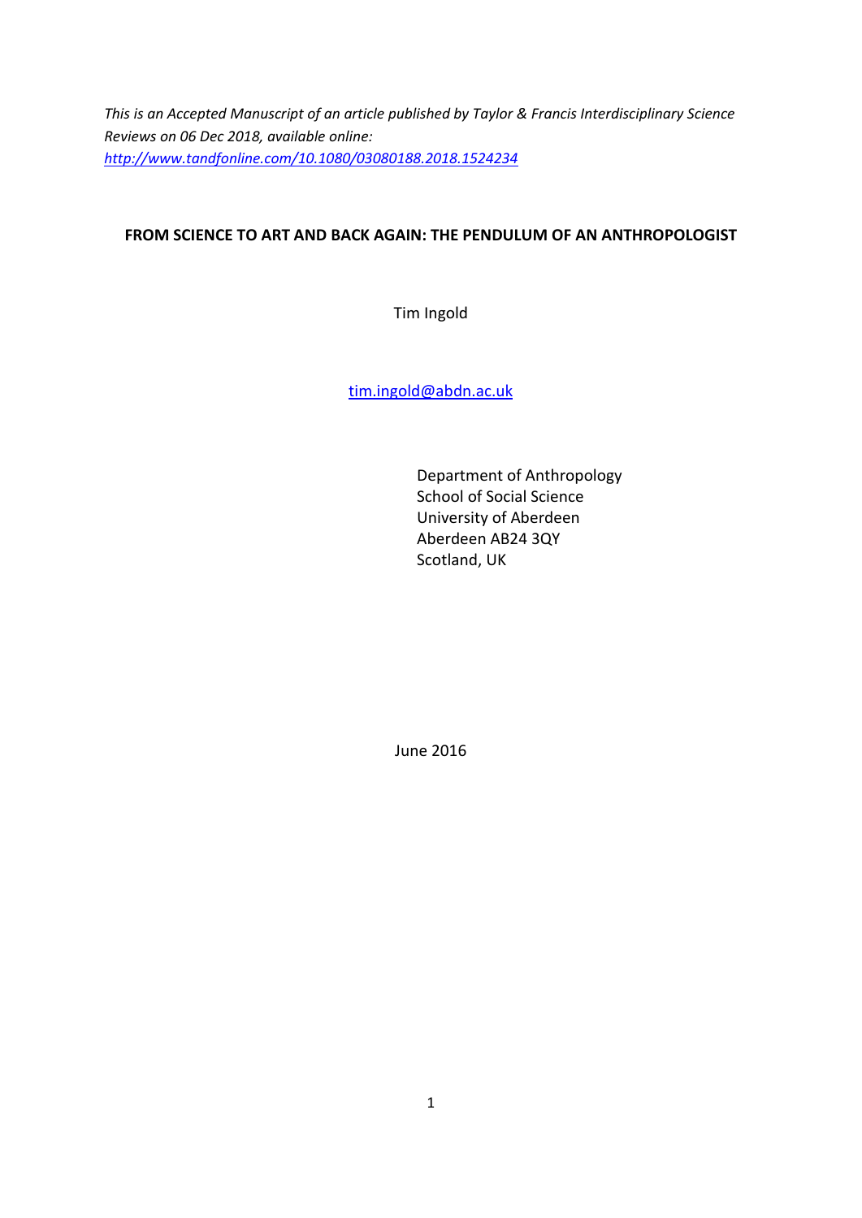*This is an Accepted Manuscript of an article published by Taylor & Francis Interdisciplinary Science Reviews on 06 Dec 2018, available online: [http://www.tandfonline.com/10.1080/03080188.2018.1524234](http://www.tandfonline.com/10.1080/03080188.2018.1524234)*

# FROM SCIENCE TO ART AND BACK AGAIN: THE PENDULUM OF AN ANTHROPOLOGIST

Tim Ingold

[tim.ingold@abdn.ac.uk](mailto:tim.ingold@abdn.ac.uk)

Department of Anthropology
School of Social Science
University of Aberdeen
Aberdeen AB24 3QY
Scotland, UK

June 2016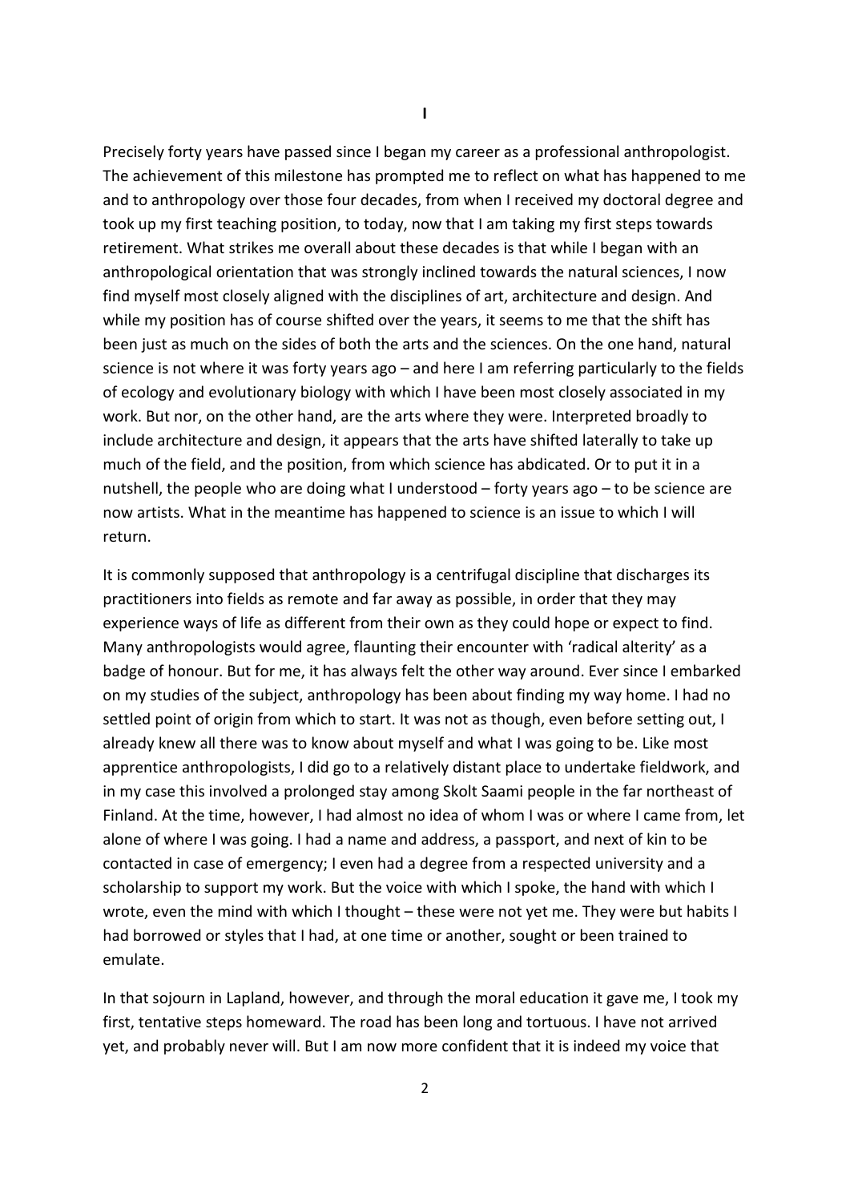# I

Precisely forty years have passed since I began my career as a professional anthropologist. The achievement of this milestone has prompted me to reflect on what has happened to me and to anthropology over those four decades, from when I received my doctoral degree and took up my first teaching position, to today, now that I am taking my first steps towards retirement. What strikes me overall about these decades is that while I began with an anthropological orientation that was strongly inclined towards the natural sciences, I now find myself most closely aligned with the disciplines of art, architecture and design. And while my position has of course shifted over the years, it seems to me that the shift has been just as much on the sides of both the arts and the sciences. On the one hand, natural science is not where it was forty years ago – and here I am referring particularly to the fields of ecology and evolutionary biology with which I have been most closely associated in my work. But nor, on the other hand, are the arts where they were. Interpreted broadly to include architecture and design, it appears that the arts have shifted laterally to take up much of the field, and the position, from which science has abdicated. Or to put it in a nutshell, the people who are doing what I understood – forty years ago – to be science are now artists. What in the meantime has happened to science is an issue to which I will return.

It is commonly supposed that anthropology is a centrifugal discipline that discharges its practitioners into fields as remote and far away as possible, in order that they may experience ways of life as different from their own as they could hope or expect to find. Many anthropologists would agree, flaunting their encounter with 'radical alterity' as a badge of honour. But for me, it has always felt the other way around. Ever since I embarked on my studies of the subject, anthropology has been about finding my way home. I had no settled point of origin from which to start. It was not as though, even before setting out, I already knew all there was to know about myself and what I was going to be. Like most apprentice anthropologists, I did go to a relatively distant place to undertake fieldwork, and in my case this involved a prolonged stay among Skolt Saami people in the far northeast of Finland. At the time, however, I had almost no idea of whom I was or where I came from, let alone of where I was going. I had a name and address, a passport, and next of kin to be contacted in case of emergency; I even had a degree from a respected university and a scholarship to support my work. But the voice with which I spoke, the hand with which I wrote, even the mind with which I thought – these were not yet me. They were but habits I had borrowed or styles that I had, at one time or another, sought or been trained to emulate.

In that sojourn in Lapland, however, and through the moral education it gave me, I took my first, tentative steps homeward. The road has been long and tortuous. I have not arrived yet, and probably never will. But I am now more confident that it is indeed my voice that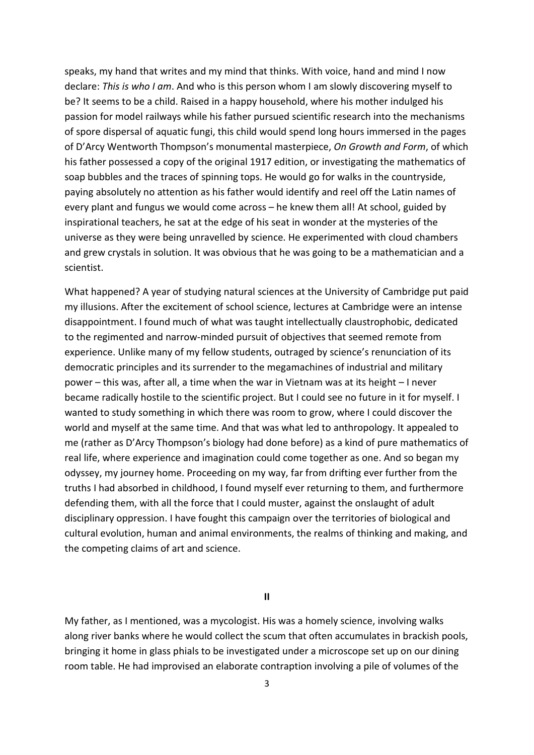speaks, my hand that writes and my mind that thinks. With voice, hand and mind I now declare: *This is who I am*. And who is this person whom I am slowly discovering myself to be? It seems to be a child. Raised in a happy household, where his mother indulged his passion for model railways while his father pursued scientific research into the mechanisms of spore dispersal of aquatic fungi, this child would spend long hours immersed in the pages of D'Arcy Wentworth Thompson's monumental masterpiece, *On Growth and Form*, of which his father possessed a copy of the original 1917 edition, or investigating the mathematics of soap bubbles and the traces of spinning tops. He would go for walks in the countryside, paying absolutely no attention as his father would identify and reel off the Latin names of every plant and fungus we would come across – he knew them all! At school, guided by inspirational teachers, he sat at the edge of his seat in wonder at the mysteries of the universe as they were being unravelled by science. He experimented with cloud chambers and grew crystals in solution. It was obvious that he was going to be a mathematician and a scientist.

What happened? A year of studying natural sciences at the University of Cambridge put paid my illusions. After the excitement of school science, lectures at Cambridge were an intense disappointment. I found much of what was taught intellectually claustrophobic, dedicated to the regimented and narrow-minded pursuit of objectives that seemed remote from experience. Unlike many of my fellow students, outraged by science's renunciation of its democratic principles and its surrender to the megamachines of industrial and military power – this was, after all, a time when the war in Vietnam was at its height – I never became radically hostile to the scientific project. But I could see no future in it for myself. I wanted to study something in which there was room to grow, where I could discover the world and myself at the same time. And that was what led to anthropology. It appealed to me (rather as D'Arcy Thompson's biology had done before) as a kind of pure mathematics of real life, where experience and imagination could come together as one. And so began my odyssey, my journey home. Proceeding on my way, far from drifting ever further from the truths I had absorbed in childhood, I found myself ever returning to them, and furthermore defending them, with all the force that I could muster, against the onslaught of adult disciplinary oppression. I have fought this campaign over the territories of biological and cultural evolution, human and animal environments, the realms of thinking and making, and the competing claims of art and science.

## II

My father, as I mentioned, was a mycologist. His was a homely science, involving walks along river banks where he would collect the scum that often accumulates in brackish pools, bringing it home in glass phials to be investigated under a microscope set up on our dining room table. He had improvised an elaborate contraption involving a pile of volumes of the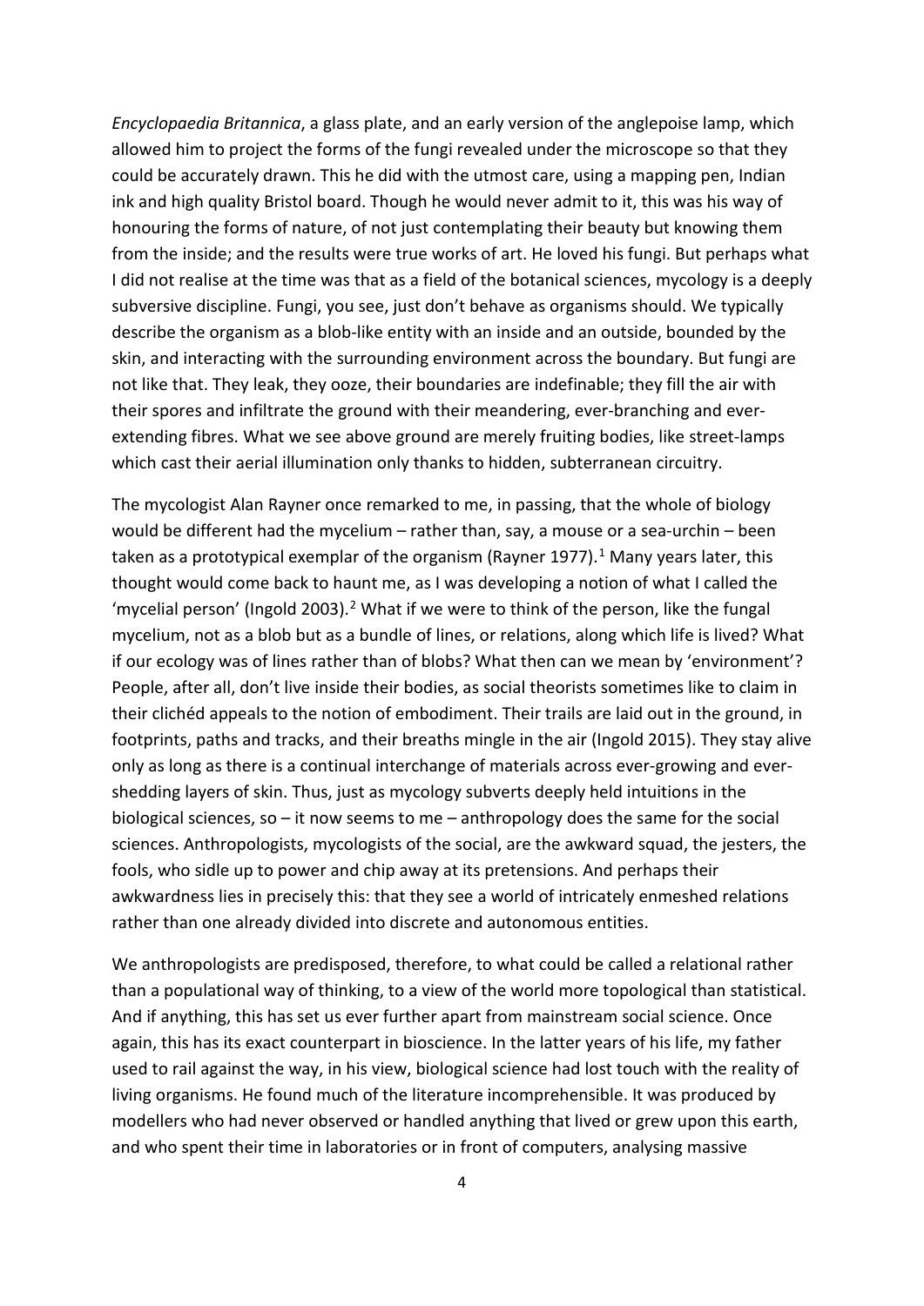*Encyclopaedia Britannica*, a glass plate, and an early version of the anglepoise lamp, which allowed him to project the forms of the fungi revealed under the microscope so that they could be accurately drawn. This he did with the utmost care, using a mapping pen, Indian ink and high quality Bristol board. Though he would never admit to it, this was his way of honouring the forms of nature, of not just contemplating their beauty but knowing them from the inside; and the results were true works of art. He loved his fungi. But perhaps what I did not realise at the time was that as a field of the botanical sciences, mycology is a deeply subversive discipline. Fungi, you see, just don't behave as organisms should. We typically describe the organism as a blob-like entity with an inside and an outside, bounded by the skin, and interacting with the surrounding environment across the boundary. But fungi are not like that. They leak, they ooze, their boundaries are indefinable; they fill the air with their spores and infiltrate the ground with their meandering, ever-branching and ever-extending fibres. What we see above ground are merely fruiting bodies, like street-lamps which cast their aerial illumination only thanks to hidden, subterranean circuitry.

The mycologist Alan Rayner once remarked to me, in passing, that the whole of biology would be different had the mycelium – rather than, say, a mouse or a sea-urchin – been taken as a prototypical exemplar of the organism (Rayner 1977).[1] Many years later, this thought would come back to haunt me, as I was developing a notion of what I called the 'mycelial person' (Ingold 2003).[2] What if we were to think of the person, like the fungal mycelium, not as a blob but as a bundle of lines, or relations, along which life is lived? What if our ecology was of lines rather than of blobs? What then can we mean by 'environment'? People, after all, don't live inside their bodies, as social theorists sometimes like to claim in their clichéd appeals to the notion of embodiment. Their trails are laid out in the ground, in footprints, paths and tracks, and their breaths mingle in the air (Ingold 2015). They stay alive only as long as there is a continual interchange of materials across ever-growing and ever-shedding layers of skin. Thus, just as mycology subverts deeply held intuitions in the biological sciences, so – it now seems to me – anthropology does the same for the social sciences. Anthropologists, mycologists of the social, are the awkward squad, the jesters, the fools, who sidle up to power and chip away at its pretensions. And perhaps their awkwardness lies in precisely this: that they see a world of intricately enmeshed relations rather than one already divided into discrete and autonomous entities.

We anthropologists are predisposed, therefore, to what could be called a relational rather than a populational way of thinking, to a view of the world more topological than statistical. And if anything, this has set us ever further apart from mainstream social science. Once again, this has its exact counterpart in bioscience. In the latter years of his life, my father used to rail against the way, in his view, biological science had lost touch with the reality of living organisms. He found much of the literature incomprehensible. It was produced by modellers who had never observed or handled anything that lived or grew upon this earth, and who spent their time in laboratories or in front of computers, analysing massive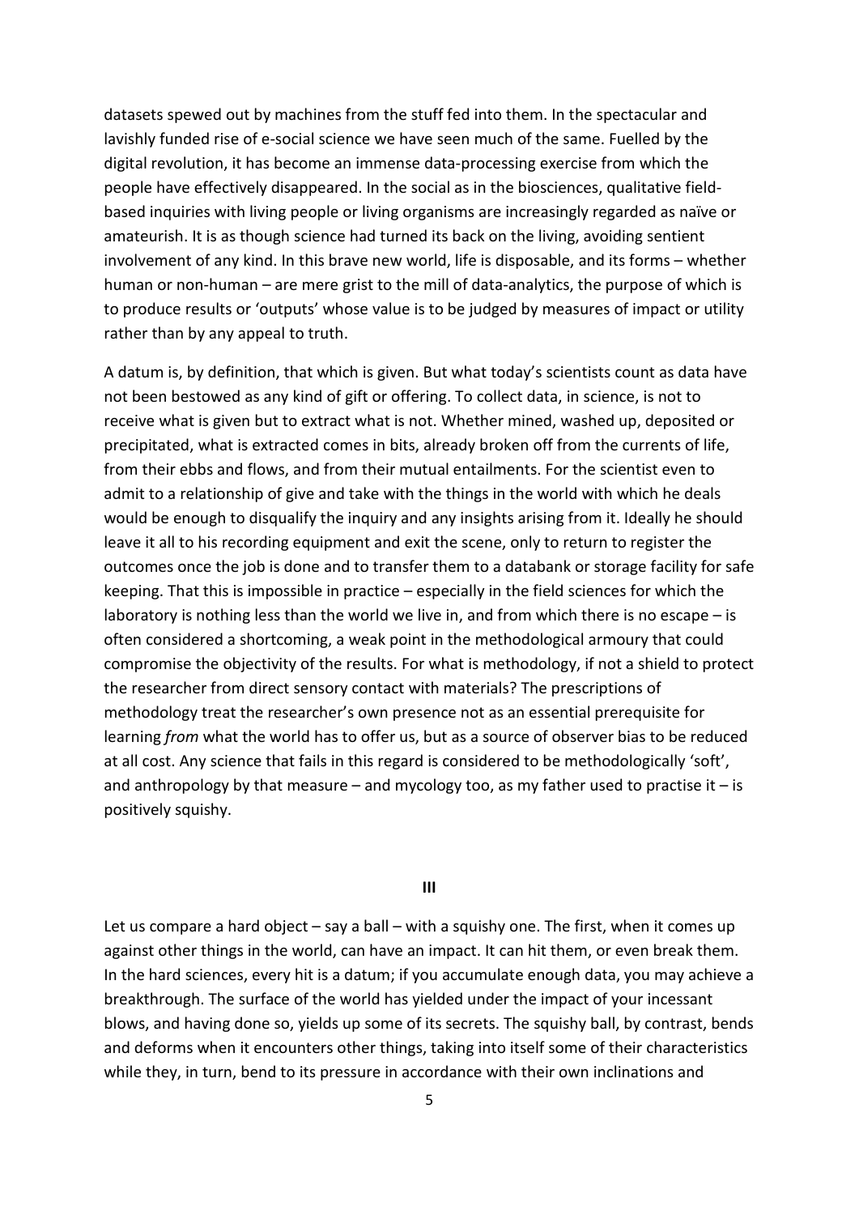datasets spewed out by machines from the stuff fed into them. In the spectacular and lavishly funded rise of e-social science we have seen much of the same. Fuelled by the digital revolution, it has become an immense data-processing exercise from which the people have effectively disappeared. In the social as in the biosciences, qualitative field-based inquiries with living people or living organisms are increasingly regarded as naïve or amateurish. It is as though science had turned its back on the living, avoiding sentient involvement of any kind. In this brave new world, life is disposable, and its forms – whether human or non-human – are mere grist to the mill of data-analytics, the purpose of which is to produce results or 'outputs' whose value is to be judged by measures of impact or utility rather than by any appeal to truth.

A datum is, by definition, that which is given. But what today's scientists count as data have not been bestowed as any kind of gift or offering. To collect data, in science, is not to receive what is given but to extract what is not. Whether mined, washed up, deposited or precipitated, what is extracted comes in bits, already broken off from the currents of life, from their ebbs and flows, and from their mutual entailments. For the scientist even to admit to a relationship of give and take with the things in the world with which he deals would be enough to disqualify the inquiry and any insights arising from it. Ideally he should leave it all to his recording equipment and exit the scene, only to return to register the outcomes once the job is done and to transfer them to a databank or storage facility for safe keeping. That this is impossible in practice – especially in the field sciences for which the laboratory is nothing less than the world we live in, and from which there is no escape – is often considered a shortcoming, a weak point in the methodological armoury that could compromise the objectivity of the results. For what is methodology, if not a shield to protect the researcher from direct sensory contact with materials? The prescriptions of methodology treat the researcher's own presence not as an essential prerequisite for learning *from* what the world has to offer us, but as a source of observer bias to be reduced at all cost. Any science that fails in this regard is considered to be methodologically 'soft', and anthropology by that measure – and mycology too, as my father used to practise it – is positively squishy.

## III

Let us compare a hard object – say a ball – with a squishy one. The first, when it comes up against other things in the world, can have an impact. It can hit them, or even break them. In the hard sciences, every hit is a datum; if you accumulate enough data, you may achieve a breakthrough. The surface of the world has yielded under the impact of your incessant blows, and having done so, yields up some of its secrets. The squishy ball, by contrast, bends and deforms when it encounters other things, taking into itself some of their characteristics while they, in turn, bend to its pressure in accordance with their own inclinations and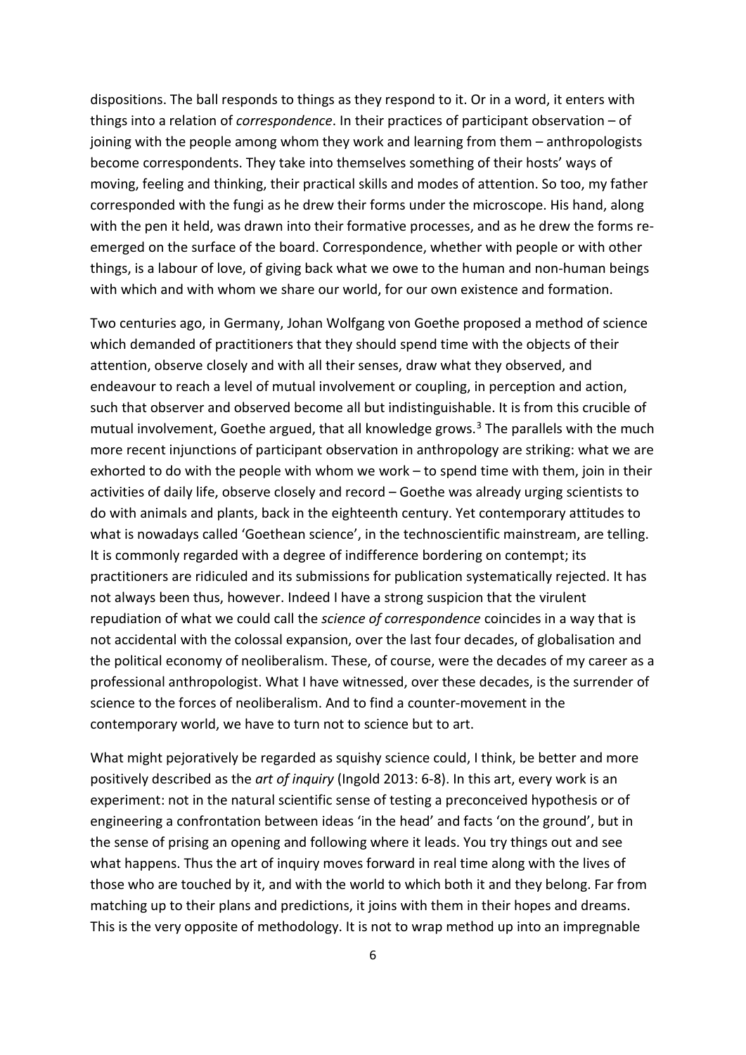dispositions. The ball responds to things as they respond to it. Or in a word, it enters with things into a relation of *correspondence*. In their practices of participant observation – of joining with the people among whom they work and learning from them – anthropologists become correspondents. They take into themselves something of their hosts' ways of moving, feeling and thinking, their practical skills and modes of attention. So too, my father corresponded with the fungi as he drew their forms under the microscope. His hand, along with the pen it held, was drawn into their formative processes, and as he drew the forms re-emerged on the surface of the board. Correspondence, whether with people or with other things, is a labour of love, of giving back what we owe to the human and non-human beings with which and with whom we share our world, for our own existence and formation.

Two centuries ago, in Germany, Johan Wolfgang von Goethe proposed a method of science which demanded of practitioners that they should spend time with the objects of their attention, observe closely and with all their senses, draw what they observed, and endeavour to reach a level of mutual involvement or coupling, in perception and action, such that observer and observed become all but indistinguishable. It is from this crucible of mutual involvement, Goethe argued, that all knowledge grows.[3] The parallels with the much more recent injunctions of participant observation in anthropology are striking: what we are exhorted to do with the people with whom we work – to spend time with them, join in their activities of daily life, observe closely and record – Goethe was already urging scientists to do with animals and plants, back in the eighteenth century. Yet contemporary attitudes to what is nowadays called 'Goethean science', in the technoscientific mainstream, are telling. It is commonly regarded with a degree of indifference bordering on contempt; its practitioners are ridiculed and its submissions for publication systematically rejected. It has not always been thus, however. Indeed I have a strong suspicion that the virulent repudiation of what we could call the *science of correspondence* coincides in a way that is not accidental with the colossal expansion, over the last four decades, of globalisation and the political economy of neoliberalism. These, of course, were the decades of my career as a professional anthropologist. What I have witnessed, over these decades, is the surrender of science to the forces of neoliberalism. And to find a counter-movement in the contemporary world, we have to turn not to science but to art.

What might pejoratively be regarded as squishy science could, I think, be better and more positively described as the *art of inquiry* (Ingold 2013: 6-8). In this art, every work is an experiment: not in the natural scientific sense of testing a preconceived hypothesis or of engineering a confrontation between ideas 'in the head' and facts 'on the ground', but in the sense of prising an opening and following where it leads. You try things out and see what happens. Thus the art of inquiry moves forward in real time along with the lives of those who are touched by it, and with the world to which both it and they belong. Far from matching up to their plans and predictions, it joins with them in their hopes and dreams. This is the very opposite of methodology. It is not to wrap method up into an impregnable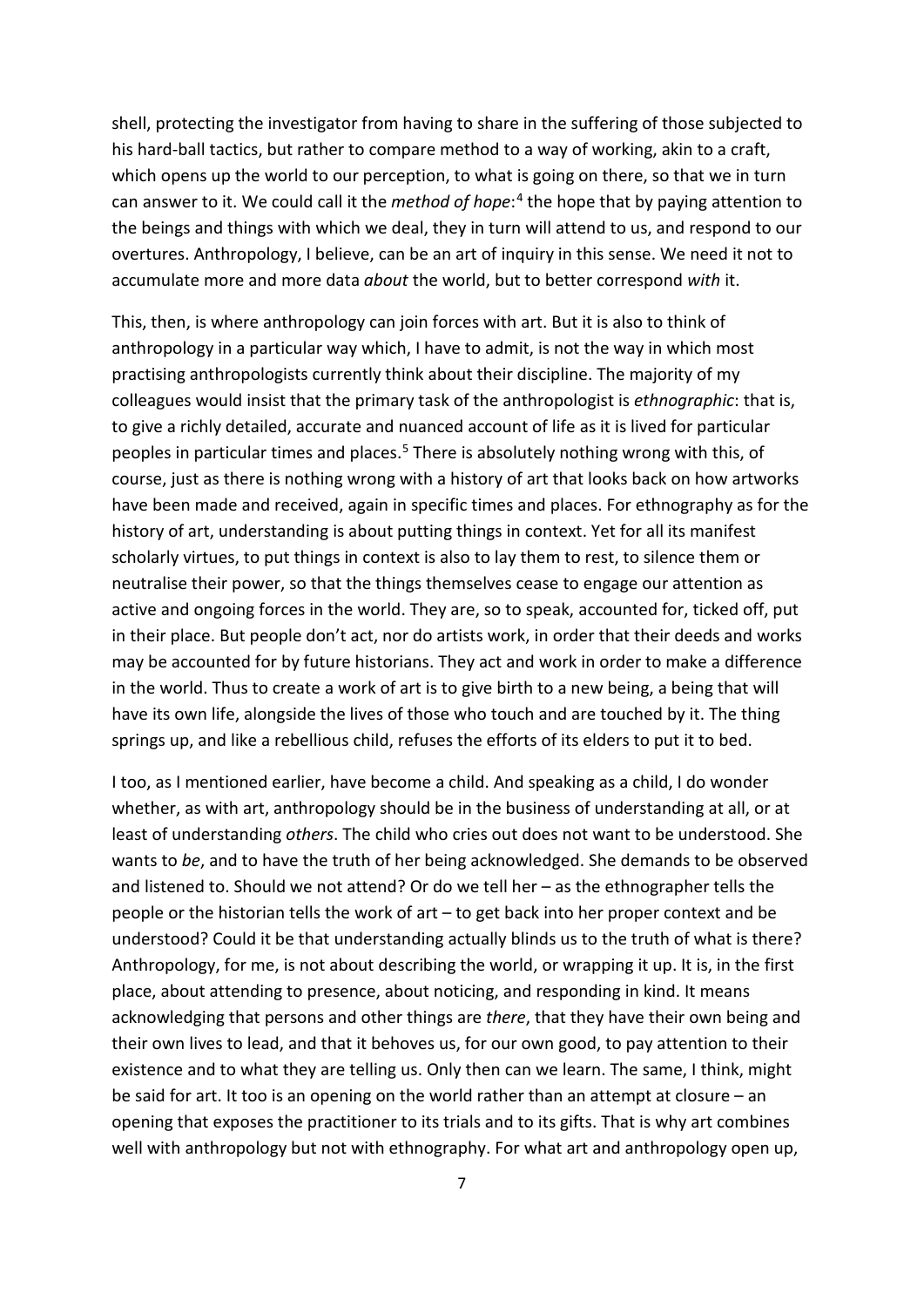shell, protecting the investigator from having to share in the suffering of those subjected to his hard-ball tactics, but rather to compare method to a way of working, akin to a craft, which opens up the world to our perception, to what is going on there, so that we in turn can answer to it. We could call it the *method of hope*:[4] the hope that by paying attention to the beings and things with which we deal, they in turn will attend to us, and respond to our overtures. Anthropology, I believe, can be an art of inquiry in this sense. We need it not to accumulate more and more data *about* the world, but to better correspond *with* it.

This, then, is where anthropology can join forces with art. But it is also to think of anthropology in a particular way which, I have to admit, is not the way in which most practising anthropologists currently think about their discipline. The majority of my colleagues would insist that the primary task of the anthropologist is *ethnographic*: that is, to give a richly detailed, accurate and nuanced account of life as it is lived for particular peoples in particular times and places.[5] There is absolutely nothing wrong with this, of course, just as there is nothing wrong with a history of art that looks back on how artworks have been made and received, again in specific times and places. For ethnography as for the history of art, understanding is about putting things in context. Yet for all its manifest scholarly virtues, to put things in context is also to lay them to rest, to silence them or neutralise their power, so that the things themselves cease to engage our attention as active and ongoing forces in the world. They are, so to speak, accounted for, ticked off, put in their place. But people don't act, nor do artists work, in order that their deeds and works may be accounted for by future historians. They act and work in order to make a difference in the world. Thus to create a work of art is to give birth to a new being, a being that will have its own life, alongside the lives of those who touch and are touched by it. The thing springs up, and like a rebellious child, refuses the efforts of its elders to put it to bed.

I too, as I mentioned earlier, have become a child. And speaking as a child, I do wonder whether, as with art, anthropology should be in the business of understanding at all, or at least of understanding *others*. The child who cries out does not want to be understood. She wants to *be*, and to have the truth of her being acknowledged. She demands to be observed and listened to. Should we not attend? Or do we tell her – as the ethnographer tells the people or the historian tells the work of art – to get back into her proper context and be understood? Could it be that understanding actually blinds us to the truth of what is there? Anthropology, for me, is not about describing the world, or wrapping it up. It is, in the first place, about attending to presence, about noticing, and responding in kind. It means acknowledging that persons and other things are *there*, that they have their own being and their own lives to lead, and that it behoves us, for our own good, to pay attention to their existence and to what they are telling us. Only then can we learn. The same, I think, might be said for art. It too is an opening on the world rather than an attempt at closure – an opening that exposes the practitioner to its trials and to its gifts. That is why art combines well with anthropology but not with ethnography. For what art and anthropology open up,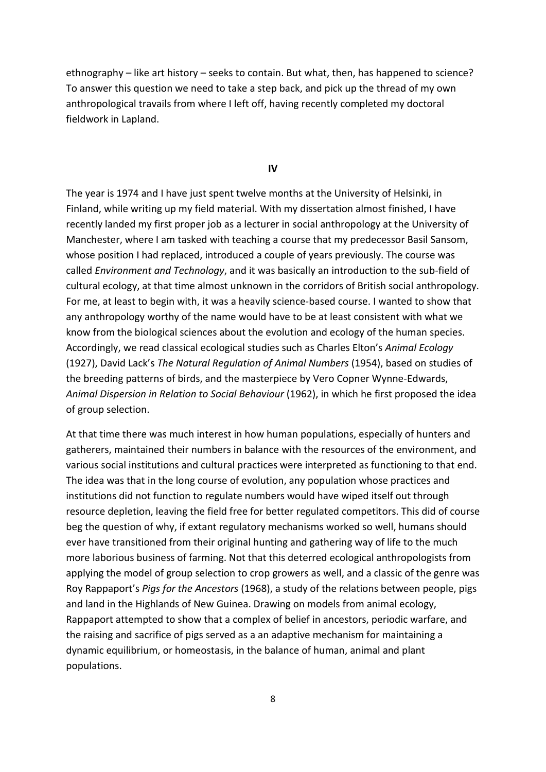ethnography – like art history – seeks to contain. But what, then, has happened to science? To answer this question we need to take a step back, and pick up the thread of my own anthropological travails from where I left off, having recently completed my doctoral fieldwork in Lapland.

## IV

The year is 1974 and I have just spent twelve months at the University of Helsinki, in Finland, while writing up my field material. With my dissertation almost finished, I have recently landed my first proper job as a lecturer in social anthropology at the University of Manchester, where I am tasked with teaching a course that my predecessor Basil Sansom, whose position I had replaced, introduced a couple of years previously. The course was called *Environment and Technology*, and it was basically an introduction to the sub-field of cultural ecology, at that time almost unknown in the corridors of British social anthropology. For me, at least to begin with, it was a heavily science-based course. I wanted to show that any anthropology worthy of the name would have to be at least consistent with what we know from the biological sciences about the evolution and ecology of the human species. Accordingly, we read classical ecological studies such as Charles Elton's *Animal Ecology* (1927), David Lack's *The Natural Regulation of Animal Numbers* (1954), based on studies of the breeding patterns of birds, and the masterpiece by Vero Copner Wynne-Edwards, *Animal Dispersion in Relation to Social Behaviour* (1962), in which he first proposed the idea of group selection.

At that time there was much interest in how human populations, especially of hunters and gatherers, maintained their numbers in balance with the resources of the environment, and various social institutions and cultural practices were interpreted as functioning to that end. The idea was that in the long course of evolution, any population whose practices and institutions did not function to regulate numbers would have wiped itself out through resource depletion, leaving the field free for better regulated competitors. This did of course beg the question of why, if extant regulatory mechanisms worked so well, humans should ever have transitioned from their original hunting and gathering way of life to the much more laborious business of farming. Not that this deterred ecological anthropologists from applying the model of group selection to crop growers as well, and a classic of the genre was Roy Rappaport's *Pigs for the Ancestors* (1968), a study of the relations between people, pigs and land in the Highlands of New Guinea. Drawing on models from animal ecology, Rappaport attempted to show that a complex of belief in ancestors, periodic warfare, and the raising and sacrifice of pigs served as a an adaptive mechanism for maintaining a dynamic equilibrium, or homeostasis, in the balance of human, animal and plant populations.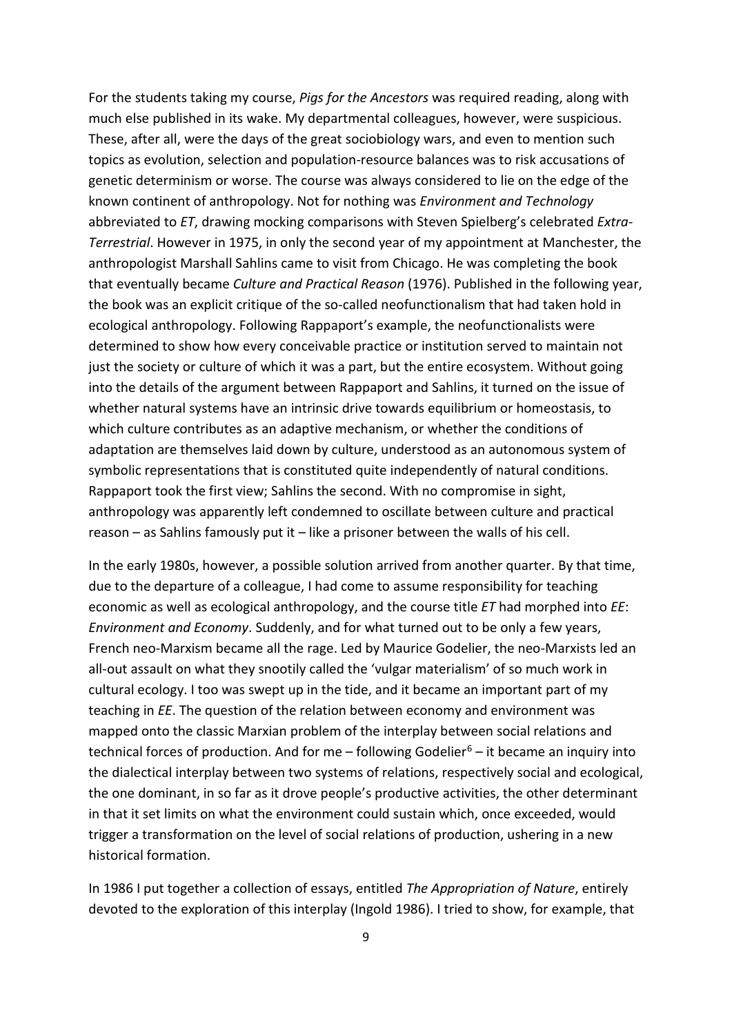For the students taking my course, *Pigs for the Ancestors* was required reading, along with much else published in its wake. My departmental colleagues, however, were suspicious. These, after all, were the days of the great sociobiology wars, and even to mention such topics as evolution, selection and population-resource balances was to risk accusations of genetic determinism or worse. The course was always considered to lie on the edge of the known continent of anthropology. Not for nothing was *Environment and Technology* abbreviated to *ET*, drawing mocking comparisons with Steven Spielberg's celebrated *Extra-Terrestrial*. However in 1975, in only the second year of my appointment at Manchester, the anthropologist Marshall Sahlins came to visit from Chicago. He was completing the book that eventually became *Culture and Practical Reason* (1976). Published in the following year, the book was an explicit critique of the so-called neofunctionalism that had taken hold in ecological anthropology. Following Rappaport's example, the neofunctionalists were determined to show how every conceivable practice or institution served to maintain not just the society or culture of which it was a part, but the entire ecosystem. Without going into the details of the argument between Rappaport and Sahlins, it turned on the issue of whether natural systems have an intrinsic drive towards equilibrium or homeostasis, to which culture contributes as an adaptive mechanism, or whether the conditions of adaptation are themselves laid down by culture, understood as an autonomous system of symbolic representations that is constituted quite independently of natural conditions. Rappaport took the first view; Sahlins the second. With no compromise in sight, anthropology was apparently left condemned to oscillate between culture and practical reason – as Sahlins famously put it – like a prisoner between the walls of his cell.

In the early 1980s, however, a possible solution arrived from another quarter. By that time, due to the departure of a colleague, I had come to assume responsibility for teaching economic as well as ecological anthropology, and the course title *ET* had morphed into *EE*: *Environment and Economy*. Suddenly, and for what turned out to be only a few years, French neo-Marxism became all the rage. Led by Maurice Godelier, the neo-Marxists led an all-out assault on what they snootily called the 'vulgar materialism' of so much work in cultural ecology. I too was swept up in the tide, and it became an important part of my teaching in *EE*. The question of the relation between economy and environment was mapped onto the classic Marxian problem of the interplay between social relations and technical forces of production. And for me – following Godelier[6] – it became an inquiry into the dialectical interplay between two systems of relations, respectively social and ecological, the one dominant, in so far as it drove people's productive activities, the other determinant in that it set limits on what the environment could sustain which, once exceeded, would trigger a transformation on the level of social relations of production, ushering in a new historical formation.

In 1986 I put together a collection of essays, entitled *The Appropriation of Nature*, entirely devoted to the exploration of this interplay (Ingold 1986). I tried to show, for example, that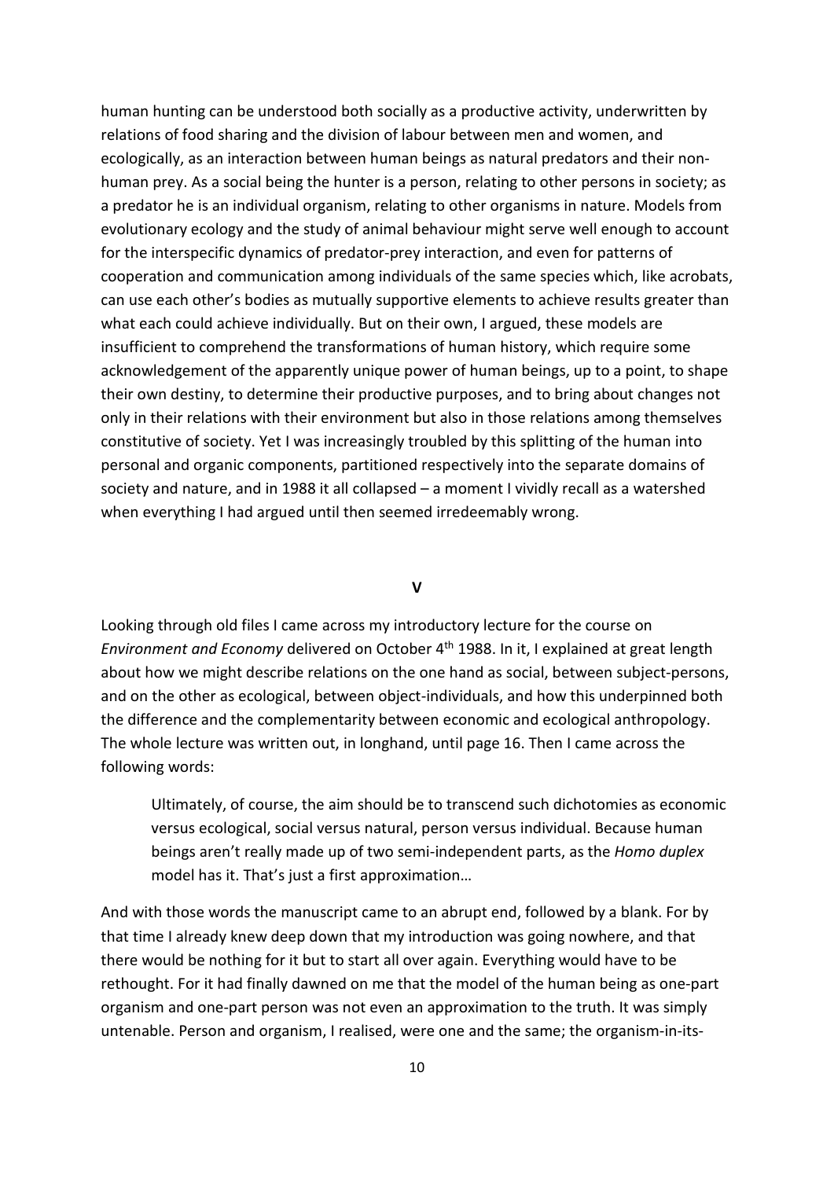human hunting can be understood both socially as a productive activity, underwritten by relations of food sharing and the division of labour between men and women, and ecologically, as an interaction between human beings as natural predators and their non-human prey. As a social being the hunter is a person, relating to other persons in society; as a predator he is an individual organism, relating to other organisms in nature. Models from evolutionary ecology and the study of animal behaviour might serve well enough to account for the interspecific dynamics of predator-prey interaction, and even for patterns of cooperation and communication among individuals of the same species which, like acrobats, can use each other's bodies as mutually supportive elements to achieve results greater than what each could achieve individually. But on their own, I argued, these models are insufficient to comprehend the transformations of human history, which require some acknowledgement of the apparently unique power of human beings, up to a point, to shape their own destiny, to determine their productive purposes, and to bring about changes not only in their relations with their environment but also in those relations among themselves constitutive of society. Yet I was increasingly troubled by this splitting of the human into personal and organic components, partitioned respectively into the separate domains of society and nature, and in 1988 it all collapsed – a moment I vividly recall as a watershed when everything I had argued until then seemed irredeemably wrong.

## V

Looking through old files I came across my introductory lecture for the course on *Environment and Economy* delivered on October 4th 1988. In it, I explained at great length about how we might describe relations on the one hand as social, between subject-persons, and on the other as ecological, between object-individuals, and how this underpinned both the difference and the complementarity between economic and ecological anthropology. The whole lecture was written out, in longhand, until page 16. Then I came across the following words:

> Ultimately, of course, the aim should be to transcend such dichotomies as economic versus ecological, social versus natural, person versus individual. Because human beings aren't really made up of two semi-independent parts, as the *Homo duplex* model has it. That's just a first approximation…

And with those words the manuscript came to an abrupt end, followed by a blank. For by that time I already knew deep down that my introduction was going nowhere, and that there would be nothing for it but to start all over again. Everything would have to be rethought. For it had finally dawned on me that the model of the human being as one-part organism and one-part person was not even an approximation to the truth. It was simply untenable. Person and organism, I realised, were one and the same; the organism-in-its-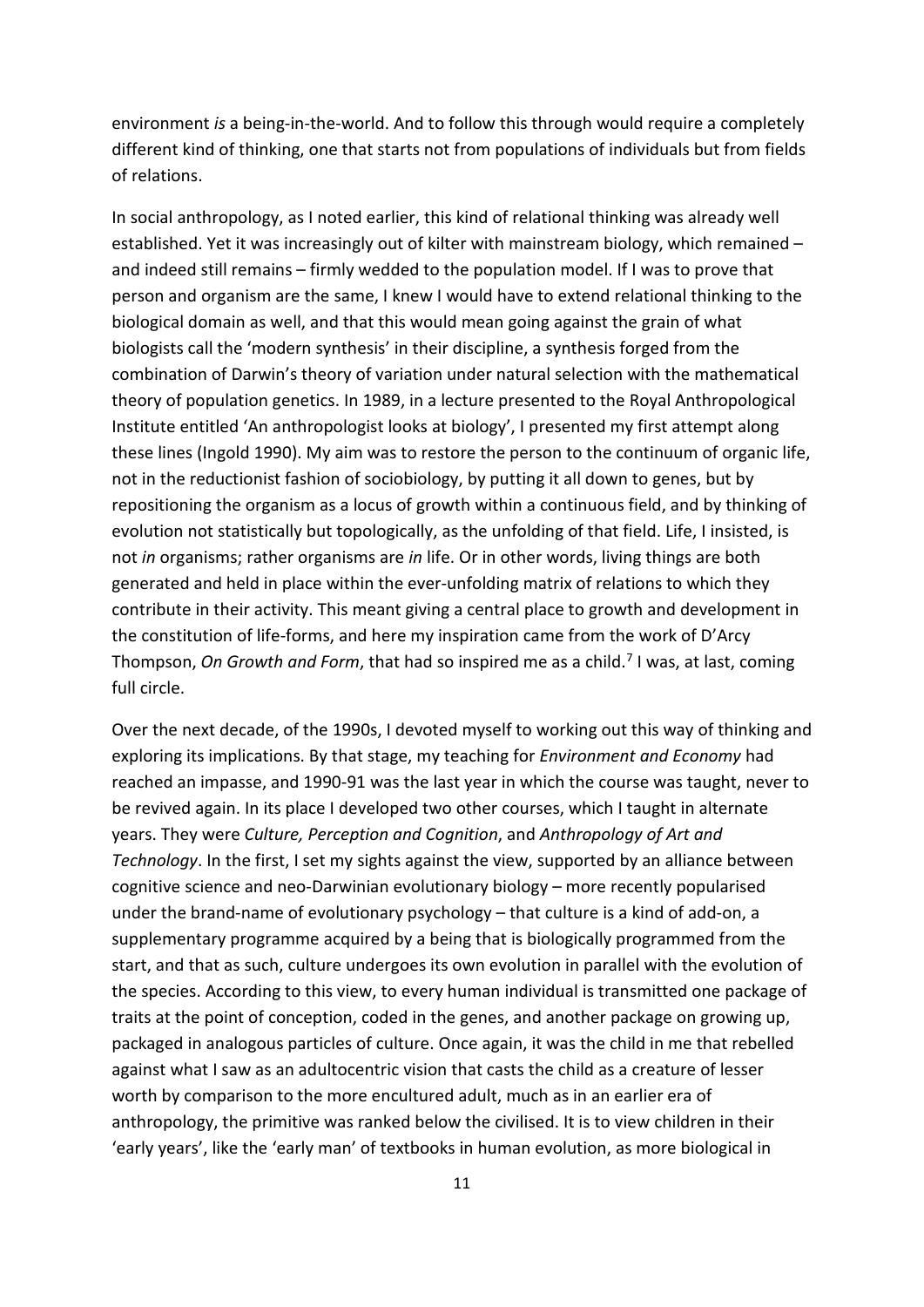environment *is* a being-in-the-world. And to follow this through would require a completely different kind of thinking, one that starts not from populations of individuals but from fields of relations.

In social anthropology, as I noted earlier, this kind of relational thinking was already well established. Yet it was increasingly out of kilter with mainstream biology, which remained – and indeed still remains – firmly wedded to the population model. If I was to prove that person and organism are the same, I knew I would have to extend relational thinking to the biological domain as well, and that this would mean going against the grain of what biologists call the 'modern synthesis' in their discipline, a synthesis forged from the combination of Darwin's theory of variation under natural selection with the mathematical theory of population genetics. In 1989, in a lecture presented to the Royal Anthropological Institute entitled 'An anthropologist looks at biology', I presented my first attempt along these lines (Ingold 1990). My aim was to restore the person to the continuum of organic life, not in the reductionist fashion of sociobiology, by putting it all down to genes, but by repositioning the organism as a locus of growth within a continuous field, and by thinking of evolution not statistically but topologically, as the unfolding of that field. Life, I insisted, is not *in* organisms; rather organisms are *in* life. Or in other words, living things are both generated and held in place within the ever-unfolding matrix of relations to which they contribute in their activity. This meant giving a central place to growth and development in the constitution of life-forms, and here my inspiration came from the work of D'Arcy Thompson, *On Growth and Form*, that had so inspired me as a child.[7] I was, at last, coming full circle.

Over the next decade, of the 1990s, I devoted myself to working out this way of thinking and exploring its implications. By that stage, my teaching for *Environment and Economy* had reached an impasse, and 1990-91 was the last year in which the course was taught, never to be revived again. In its place I developed two other courses, which I taught in alternate years. They were *Culture, Perception and Cognition*, and *Anthropology of Art and Technology*. In the first, I set my sights against the view, supported by an alliance between cognitive science and neo-Darwinian evolutionary biology – more recently popularised under the brand-name of evolutionary psychology – that culture is a kind of add-on, a supplementary programme acquired by a being that is biologically programmed from the start, and that as such, culture undergoes its own evolution in parallel with the evolution of the species. According to this view, to every human individual is transmitted one package of traits at the point of conception, coded in the genes, and another package on growing up, packaged in analogous particles of culture. Once again, it was the child in me that rebelled against what I saw as an adultocentric vision that casts the child as a creature of lesser worth by comparison to the more encultured adult, much as in an earlier era of anthropology, the primitive was ranked below the civilised. It is to view children in their 'early years', like the 'early man' of textbooks in human evolution, as more biological in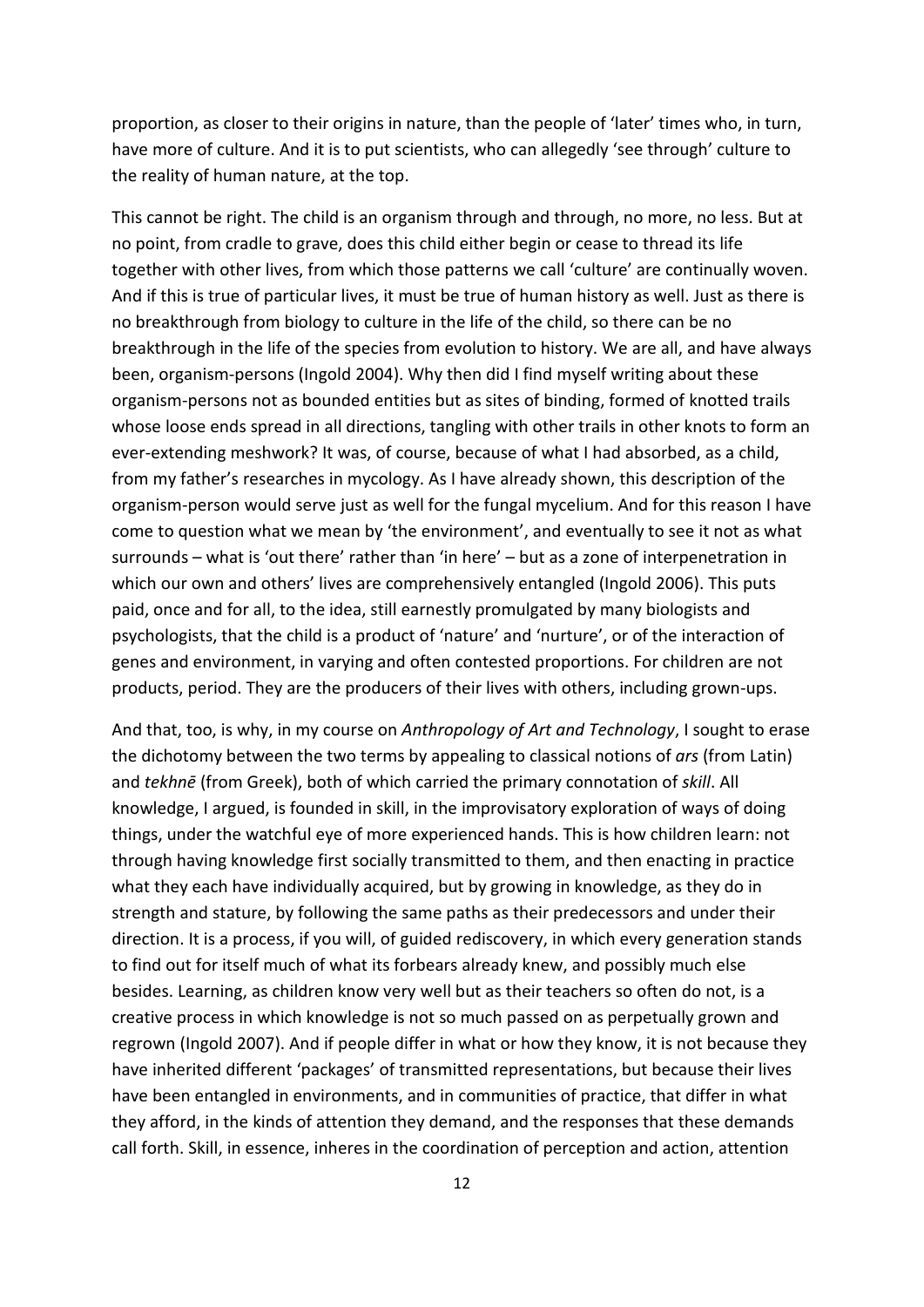proportion, as closer to their origins in nature, than the people of 'later' times who, in turn, have more of culture. And it is to put scientists, who can allegedly 'see through' culture to the reality of human nature, at the top.

This cannot be right. The child is an organism through and through, no more, no less. But at no point, from cradle to grave, does this child either begin or cease to thread its life together with other lives, from which those patterns we call 'culture' are continually woven. And if this is true of particular lives, it must be true of human history as well. Just as there is no breakthrough from biology to culture in the life of the child, so there can be no breakthrough in the life of the species from evolution to history. We are all, and have always been, organism-persons (Ingold 2004). Why then did I find myself writing about these organism-persons not as bounded entities but as sites of binding, formed of knotted trails whose loose ends spread in all directions, tangling with other trails in other knots to form an ever-extending meshwork? It was, of course, because of what I had absorbed, as a child, from my father's researches in mycology. As I have already shown, this description of the organism-person would serve just as well for the fungal mycelium. And for this reason I have come to question what we mean by 'the environment', and eventually to see it not as what surrounds – what is 'out there' rather than 'in here' – but as a zone of interpenetration in which our own and others' lives are comprehensively entangled (Ingold 2006). This puts paid, once and for all, to the idea, still earnestly promulgated by many biologists and psychologists, that the child is a product of 'nature' and 'nurture', or of the interaction of genes and environment, in varying and often contested proportions. For children are not products, period. They are the producers of their lives with others, including grown-ups.

And that, too, is why, in my course on *Anthropology of Art and Technology*, I sought to erase the dichotomy between the two terms by appealing to classical notions of *ars* (from Latin) and *tekhnē* (from Greek), both of which carried the primary connotation of *skill*. All knowledge, I argued, is founded in skill, in the improvisatory exploration of ways of doing things, under the watchful eye of more experienced hands. This is how children learn: not through having knowledge first socially transmitted to them, and then enacting in practice what they each have individually acquired, but by growing in knowledge, as they do in strength and stature, by following the same paths as their predecessors and under their direction. It is a process, if you will, of guided rediscovery, in which every generation stands to find out for itself much of what its forbears already knew, and possibly much else besides. Learning, as children know very well but as their teachers so often do not, is a creative process in which knowledge is not so much passed on as perpetually grown and regrown (Ingold 2007). And if people differ in what or how they know, it is not because they have inherited different 'packages' of transmitted representations, but because their lives have been entangled in environments, and in communities of practice, that differ in what they afford, in the kinds of attention they demand, and the responses that these demands call forth. Skill, in essence, inheres in the coordination of perception and action, attention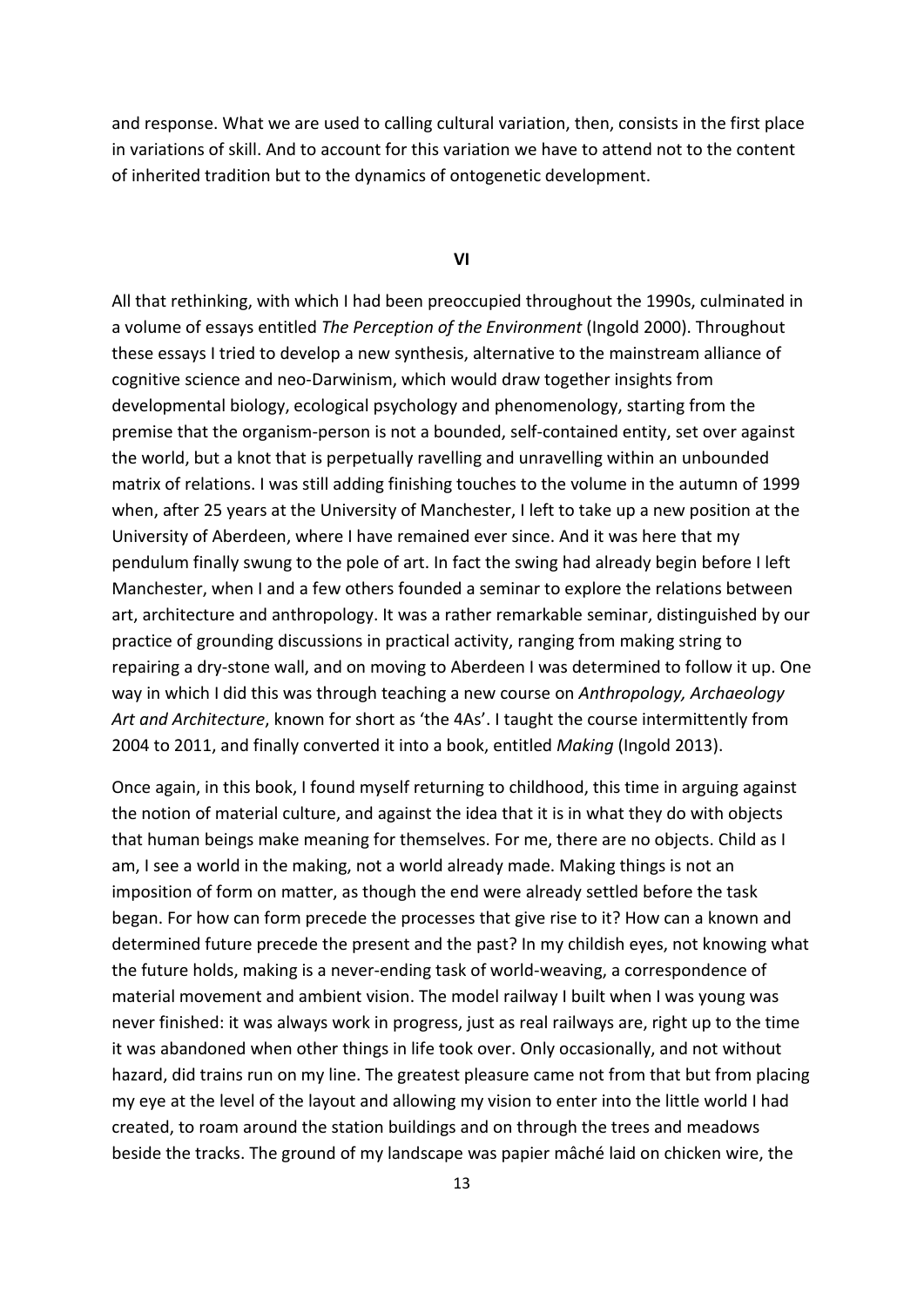and response. What we are used to calling cultural variation, then, consists in the first place in variations of skill. And to account for this variation we have to attend not to the content of inherited tradition but to the dynamics of ontogenetic development.

## VI

All that rethinking, with which I had been preoccupied throughout the 1990s, culminated in a volume of essays entitled *The Perception of the Environment* (Ingold 2000). Throughout these essays I tried to develop a new synthesis, alternative to the mainstream alliance of cognitive science and neo-Darwinism, which would draw together insights from developmental biology, ecological psychology and phenomenology, starting from the premise that the organism-person is not a bounded, self-contained entity, set over against the world, but a knot that is perpetually ravelling and unravelling within an unbounded matrix of relations. I was still adding finishing touches to the volume in the autumn of 1999 when, after 25 years at the University of Manchester, I left to take up a new position at the University of Aberdeen, where I have remained ever since. And it was here that my pendulum finally swung to the pole of art. In fact the swing had already begin before I left Manchester, when I and a few others founded a seminar to explore the relations between art, architecture and anthropology. It was a rather remarkable seminar, distinguished by our practice of grounding discussions in practical activity, ranging from making string to repairing a dry-stone wall, and on moving to Aberdeen I was determined to follow it up. One way in which I did this was through teaching a new course on *Anthropology, Archaeology Art and Architecture*, known for short as 'the 4As'. I taught the course intermittently from 2004 to 2011, and finally converted it into a book, entitled *Making* (Ingold 2013).

Once again, in this book, I found myself returning to childhood, this time in arguing against the notion of material culture, and against the idea that it is in what they do with objects that human beings make meaning for themselves. For me, there are no objects. Child as I am, I see a world in the making, not a world already made. Making things is not an imposition of form on matter, as though the end were already settled before the task began. For how can form precede the processes that give rise to it? How can a known and determined future precede the present and the past? In my childish eyes, not knowing what the future holds, making is a never-ending task of world-weaving, a correspondence of material movement and ambient vision. The model railway I built when I was young was never finished: it was always work in progress, just as real railways are, right up to the time it was abandoned when other things in life took over. Only occasionally, and not without hazard, did trains run on my line. The greatest pleasure came not from that but from placing my eye at the level of the layout and allowing my vision to enter into the little world I had created, to roam around the station buildings and on through the trees and meadows beside the tracks. The ground of my landscape was papier mâché laid on chicken wire, the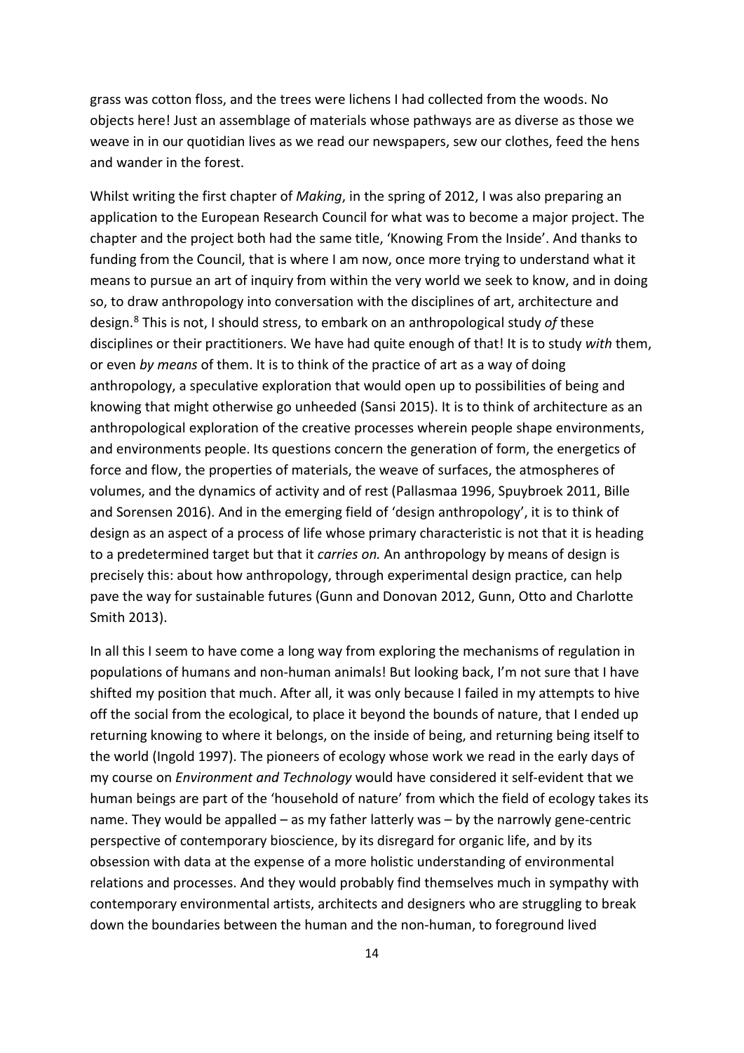grass was cotton floss, and the trees were lichens I had collected from the woods. No objects here! Just an assemblage of materials whose pathways are as diverse as those we weave in in our quotidian lives as we read our newspapers, sew our clothes, feed the hens and wander in the forest.

Whilst writing the first chapter of *Making*, in the spring of 2012, I was also preparing an application to the European Research Council for what was to become a major project. The chapter and the project both had the same title, 'Knowing From the Inside'. And thanks to funding from the Council, that is where I am now, once more trying to understand what it means to pursue an art of inquiry from within the very world we seek to know, and in doing so, to draw anthropology into conversation with the disciplines of art, architecture and design.[8] This is not, I should stress, to embark on an anthropological study *of* these disciplines or their practitioners. We have had quite enough of that! It is to study *with* them, or even *by means* of them. It is to think of the practice of art as a way of doing anthropology, a speculative exploration that would open up to possibilities of being and knowing that might otherwise go unheeded (Sansi 2015). It is to think of architecture as an anthropological exploration of the creative processes wherein people shape environments, and environments people. Its questions concern the generation of form, the energetics of force and flow, the properties of materials, the weave of surfaces, the atmospheres of volumes, and the dynamics of activity and of rest (Pallasmaa 1996, Spuybroek 2011, Bille and Sorensen 2016). And in the emerging field of 'design anthropology', it is to think of design as an aspect of a process of life whose primary characteristic is not that it is heading to a predetermined target but that it *carries on.* An anthropology by means of design is precisely this: about how anthropology, through experimental design practice, can help pave the way for sustainable futures (Gunn and Donovan 2012, Gunn, Otto and Charlotte Smith 2013).

In all this I seem to have come a long way from exploring the mechanisms of regulation in populations of humans and non-human animals! But looking back, I'm not sure that I have shifted my position that much. After all, it was only because I failed in my attempts to hive off the social from the ecological, to place it beyond the bounds of nature, that I ended up returning knowing to where it belongs, on the inside of being, and returning being itself to the world (Ingold 1997). The pioneers of ecology whose work we read in the early days of my course on *Environment and Technology* would have considered it self-evident that we human beings are part of the 'household of nature' from which the field of ecology takes its name. They would be appalled – as my father latterly was – by the narrowly gene-centric perspective of contemporary bioscience, by its disregard for organic life, and by its obsession with data at the expense of a more holistic understanding of environmental relations and processes. And they would probably find themselves much in sympathy with contemporary environmental artists, architects and designers who are struggling to break down the boundaries between the human and the non-human, to foreground lived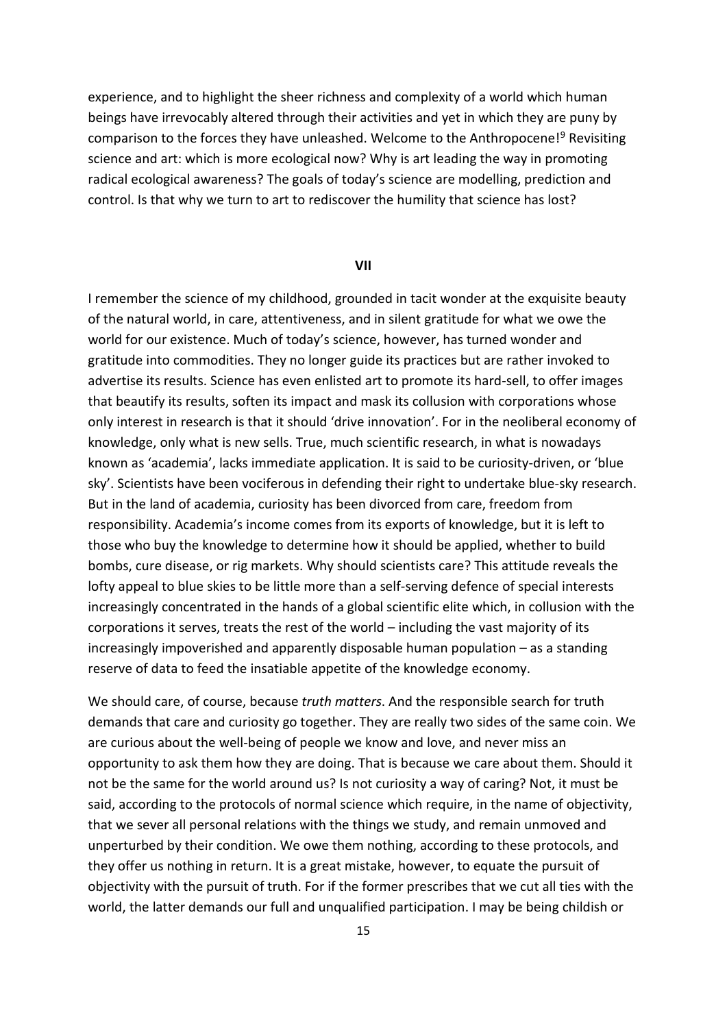experience, and to highlight the sheer richness and complexity of a world which human beings have irrevocably altered through their activities and yet in which they are puny by comparison to the forces they have unleashed. Welcome to the Anthropocene![9] Revisiting science and art: which is more ecological now? Why is art leading the way in promoting radical ecological awareness? The goals of today's science are modelling, prediction and control. Is that why we turn to art to rediscover the humility that science has lost?

## VII

I remember the science of my childhood, grounded in tacit wonder at the exquisite beauty of the natural world, in care, attentiveness, and in silent gratitude for what we owe the world for our existence. Much of today's science, however, has turned wonder and gratitude into commodities. They no longer guide its practices but are rather invoked to advertise its results. Science has even enlisted art to promote its hard-sell, to offer images that beautify its results, soften its impact and mask its collusion with corporations whose only interest in research is that it should 'drive innovation'. For in the neoliberal economy of knowledge, only what is new sells. True, much scientific research, in what is nowadays known as 'academia', lacks immediate application. It is said to be curiosity-driven, or 'blue sky'. Scientists have been vociferous in defending their right to undertake blue-sky research. But in the land of academia, curiosity has been divorced from care, freedom from responsibility. Academia's income comes from its exports of knowledge, but it is left to those who buy the knowledge to determine how it should be applied, whether to build bombs, cure disease, or rig markets. Why should scientists care? This attitude reveals the lofty appeal to blue skies to be little more than a self-serving defence of special interests increasingly concentrated in the hands of a global scientific elite which, in collusion with the corporations it serves, treats the rest of the world – including the vast majority of its increasingly impoverished and apparently disposable human population – as a standing reserve of data to feed the insatiable appetite of the knowledge economy.

We should care, of course, because *truth matters*. And the responsible search for truth demands that care and curiosity go together. They are really two sides of the same coin. We are curious about the well-being of people we know and love, and never miss an opportunity to ask them how they are doing. That is because we care about them. Should it not be the same for the world around us? Is not curiosity a way of caring? Not, it must be said, according to the protocols of normal science which require, in the name of objectivity, that we sever all personal relations with the things we study, and remain unmoved and unperturbed by their condition. We owe them nothing, according to these protocols, and they offer us nothing in return. It is a great mistake, however, to equate the pursuit of objectivity with the pursuit of truth. For if the former prescribes that we cut all ties with the world, the latter demands our full and unqualified participation. I may be being childish or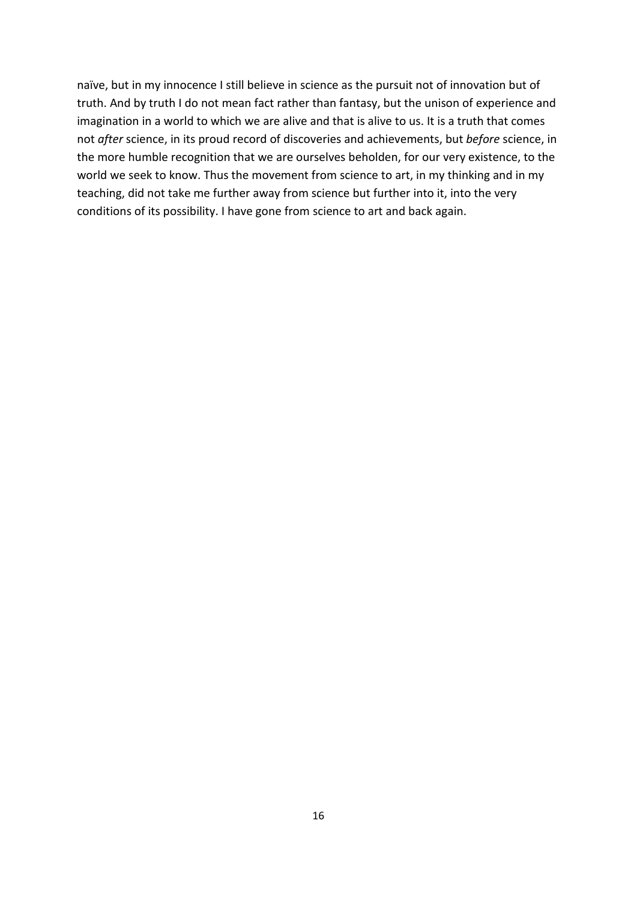naïve, but in my innocence I still believe in science as the pursuit not of innovation but of truth. And by truth I do not mean fact rather than fantasy, but the unison of experience and imagination in a world to which we are alive and that is alive to us. It is a truth that comes not *after* science, in its proud record of discoveries and achievements, but *before* science, in the more humble recognition that we are ourselves beholden, for our very existence, to the world we seek to know. Thus the movement from science to art, in my thinking and in my teaching, did not take me further away from science but further into it, into the very conditions of its possibility. I have gone from science to art and back again.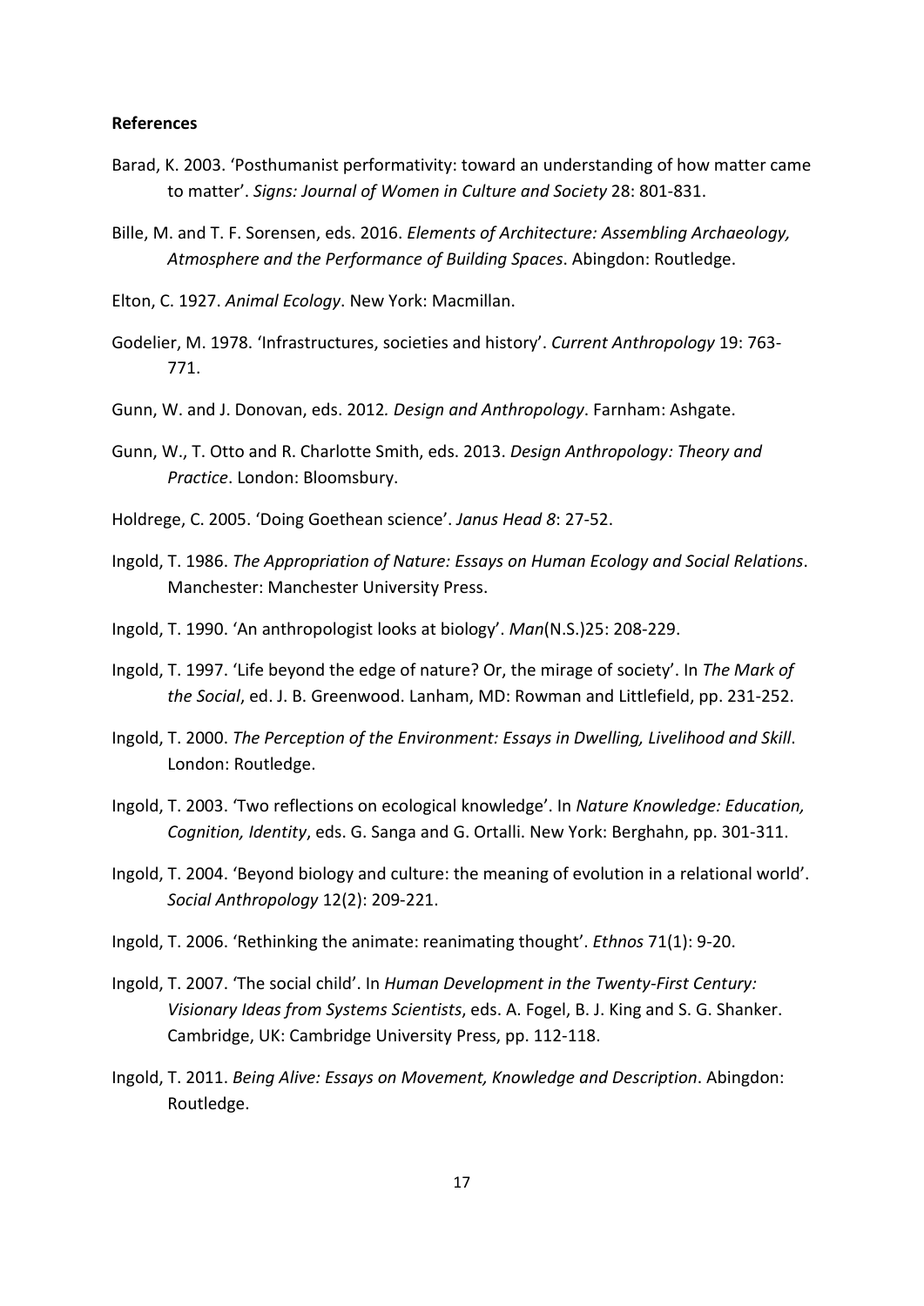**References**

Barad, K. 2003. 'Posthumanist performativity: toward an understanding of how matter came to matter'. *Signs: Journal of Women in Culture and Society* 28: 801-831.

Bille, M. and T. F. Sorensen, eds. 2016. *Elements of Architecture: Assembling Archaeology, Atmosphere and the Performance of Building Spaces*. Abingdon: Routledge.

Elton, C. 1927. *Animal Ecology*. New York: Macmillan.

Godelier, M. 1978. 'Infrastructures, societies and history'. *Current Anthropology* 19: 763-771.

Gunn, W. and J. Donovan, eds. 2012*. Design and Anthropology*. Farnham: Ashgate.

Gunn, W., T. Otto and R. Charlotte Smith, eds. 2013. *Design Anthropology: Theory and Practice*. London: Bloomsbury.

Holdrege, C. 2005. 'Doing Goethean science'. *Janus Head 8*: 27-52.

Ingold, T. 1986. *The Appropriation of Nature: Essays on Human Ecology and Social Relations*. Manchester: Manchester University Press.

Ingold, T. 1990. 'An anthropologist looks at biology'. *Man*(N.S.)25: 208-229.

Ingold, T. 1997. 'Life beyond the edge of nature? Or, the mirage of society'. In *The Mark of the Social*, ed. J. B. Greenwood. Lanham, MD: Rowman and Littlefield, pp. 231-252.

Ingold, T. 2000. *The Perception of the Environment: Essays in Dwelling, Livelihood and Skill*. London: Routledge.

Ingold, T. 2003. 'Two reflections on ecological knowledge'. In *Nature Knowledge: Education, Cognition, Identity*, eds. G. Sanga and G. Ortalli. New York: Berghahn, pp. 301-311.

Ingold, T. 2004. 'Beyond biology and culture: the meaning of evolution in a relational world'. *Social Anthropology* 12(2): 209-221.

Ingold, T. 2006. 'Rethinking the animate: reanimating thought'. *Ethnos* 71(1): 9-20.

Ingold, T. 2007. 'The social child'. In *Human Development in the Twenty-First Century: Visionary Ideas from Systems Scientists*, eds. A. Fogel, B. J. King and S. G. Shanker. Cambridge, UK: Cambridge University Press, pp. 112-118.

Ingold, T. 2011. *Being Alive: Essays on Movement, Knowledge and Description*. Abingdon: Routledge.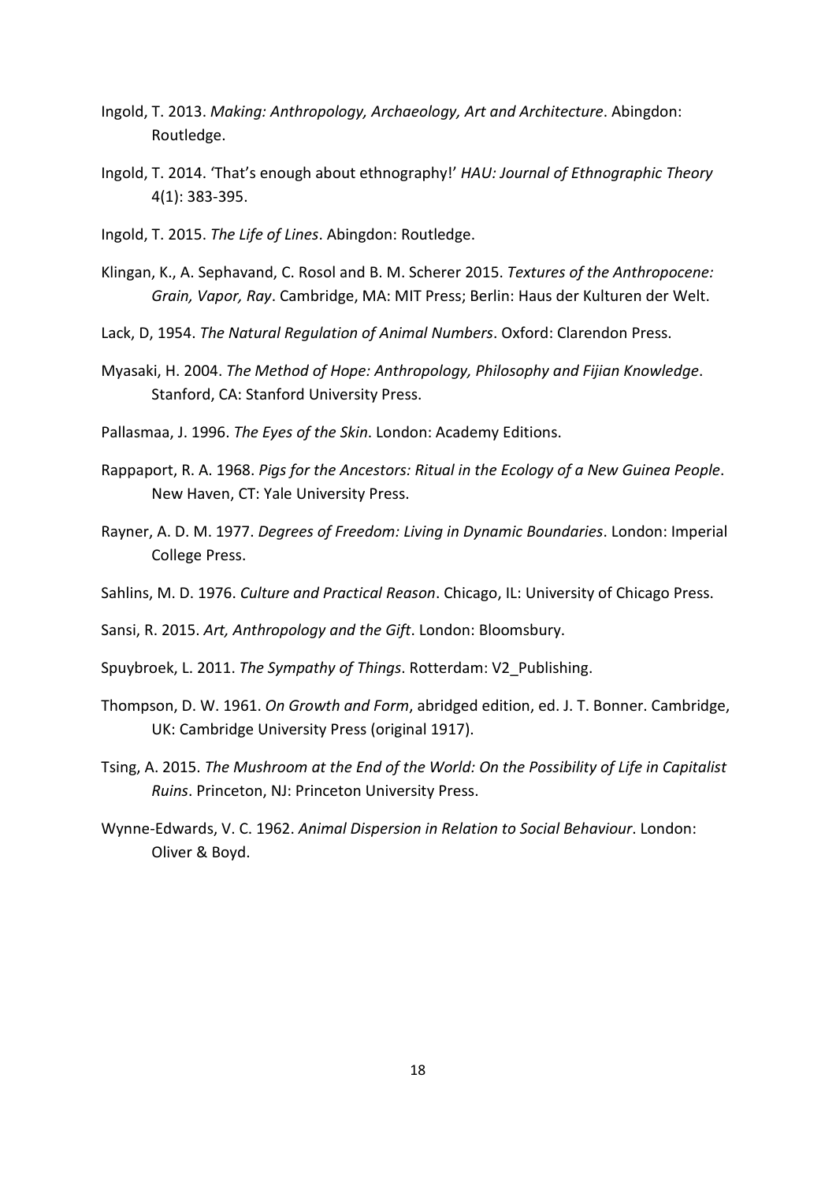Ingold, T. 2013. *Making: Anthropology, Archaeology, Art and Architecture*. Abingdon: Routledge.

Ingold, T. 2014. 'That's enough about ethnography!' *HAU: Journal of Ethnographic Theory* 4(1): 383-395.

Ingold, T. 2015. *The Life of Lines*. Abingdon: Routledge.

Klingan, K., A. Sephavand, C. Rosol and B. M. Scherer 2015. *Textures of the Anthropocene: Grain, Vapor, Ray*. Cambridge, MA: MIT Press; Berlin: Haus der Kulturen der Welt.

Lack, D, 1954. *The Natural Regulation of Animal Numbers*. Oxford: Clarendon Press.

Myasaki, H. 2004. *The Method of Hope: Anthropology, Philosophy and Fijian Knowledge*. Stanford, CA: Stanford University Press.

Pallasmaa, J. 1996. *The Eyes of the Skin*. London: Academy Editions.

Rappaport, R. A. 1968. *Pigs for the Ancestors: Ritual in the Ecology of a New Guinea People*. New Haven, CT: Yale University Press.

Rayner, A. D. M. 1977. *Degrees of Freedom: Living in Dynamic Boundaries*. London: Imperial College Press.

Sahlins, M. D. 1976. *Culture and Practical Reason*. Chicago, IL: University of Chicago Press.

Sansi, R. 2015. *Art, Anthropology and the Gift*. London: Bloomsbury.

Spuybroek, L. 2011. *The Sympathy of Things*. Rotterdam: V2_Publishing.

Thompson, D. W. 1961. *On Growth and Form*, abridged edition, ed. J. T. Bonner. Cambridge, UK: Cambridge University Press (original 1917).

Tsing, A. 2015. *The Mushroom at the End of the World: On the Possibility of Life in Capitalist Ruins*. Princeton, NJ: Princeton University Press.

Wynne-Edwards, V. C. 1962. *Animal Dispersion in Relation to Social Behaviour*. London: Oliver & Boyd.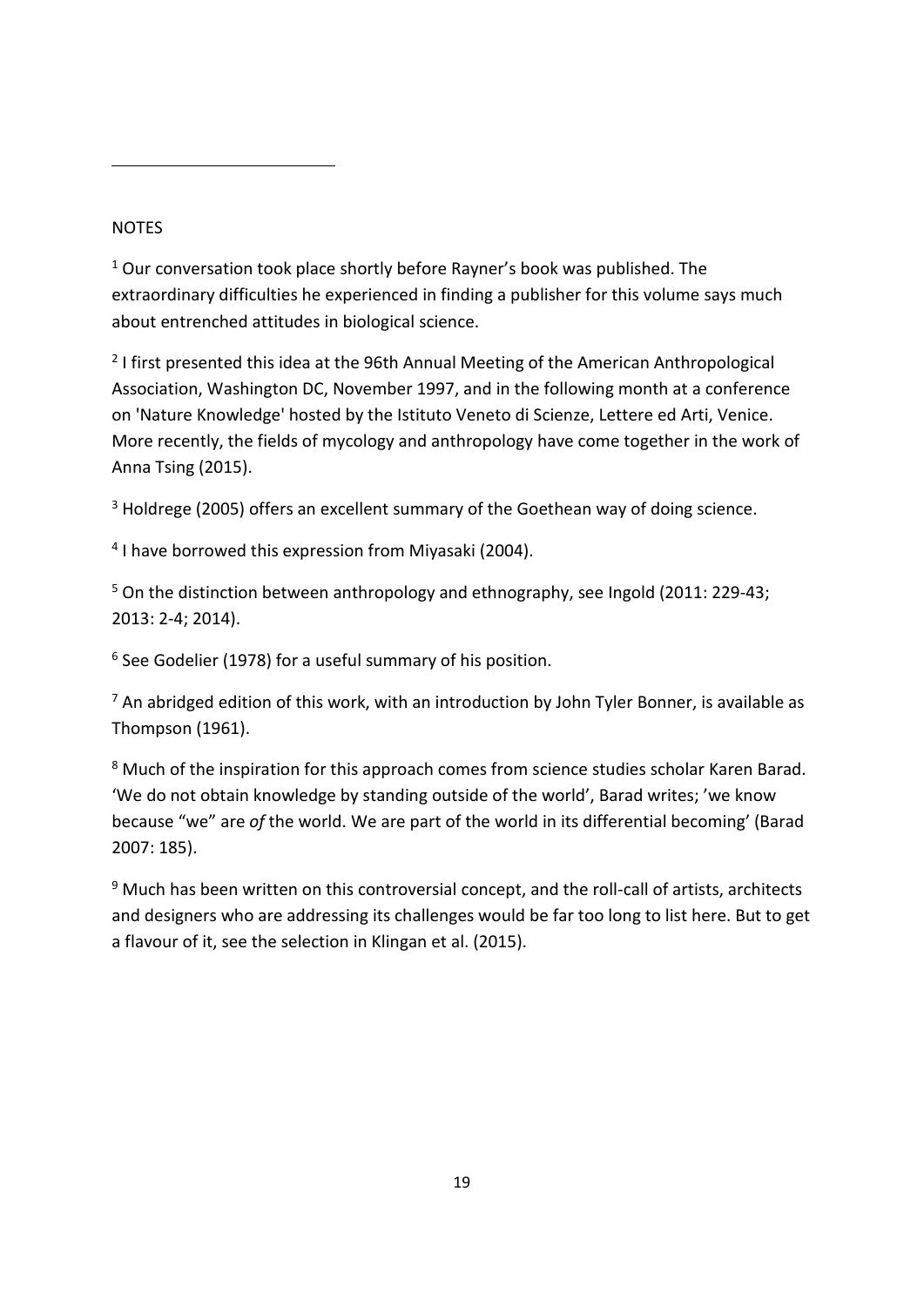NOTES

[1] Our conversation took place shortly before Rayner's book was published. The extraordinary difficulties he experienced in finding a publisher for this volume says much about entrenched attitudes in biological science.

[2] I first presented this idea at the 96th Annual Meeting of the American Anthropological Association, Washington DC, November 1997, and in the following month at a conference on 'Nature Knowledge' hosted by the Istituto Veneto di Scienze, Lettere ed Arti, Venice. More recently, the fields of mycology and anthropology have come together in the work of Anna Tsing (2015).

[3] Holdrege (2005) offers an excellent summary of the Goethean way of doing science.

[4] I have borrowed this expression from Miyasaki (2004).

[5] On the distinction between anthropology and ethnography, see Ingold (2011: 229-43; 2013: 2-4; 2014).

[6] See Godelier (1978) for a useful summary of his position.

[7] An abridged edition of this work, with an introduction by John Tyler Bonner, is available as Thompson (1961).

[8] Much of the inspiration for this approach comes from science studies scholar Karen Barad. 'We do not obtain knowledge by standing outside of the world', Barad writes; 'we know because "we" are *of* the world. We are part of the world in its differential becoming' (Barad 2007: 185).

[9] Much has been written on this controversial concept, and the roll-call of artists, architects and designers who are addressing its challenges would be far too long to list here. But to get a flavour of it, see the selection in Klingan et al. (2015).